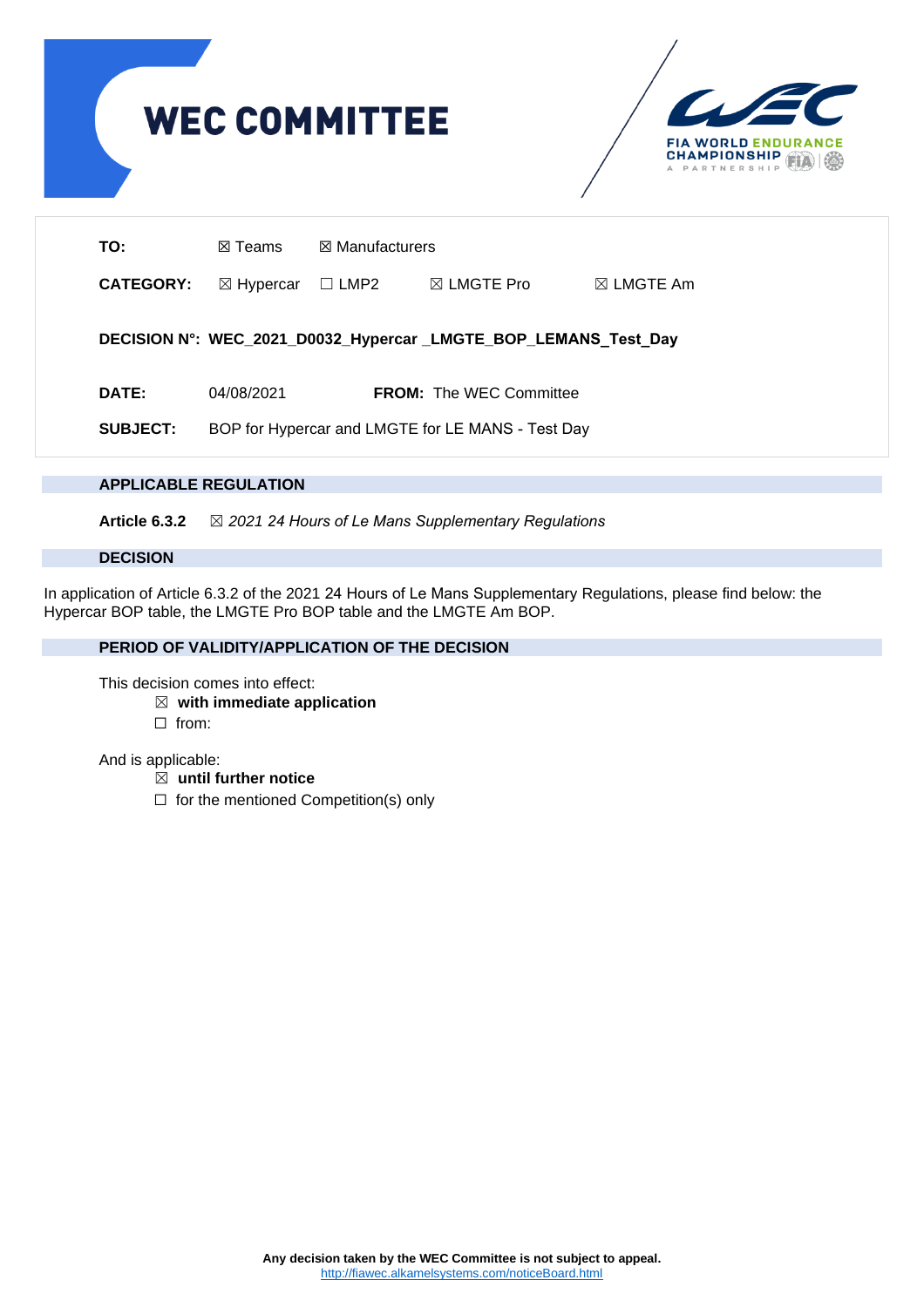# WEC COMMITTEE

FIA WORLD ENDURANCE CHAMPIONSHIP
A PARTNERSHIP

**TO:** ☒ Teams ☒ Manufacturers

**CATEGORY:** ☒ Hypercar ☐ LMP2 ☒ LMGTE Pro ☒ LMGTE Am

**DECISION N°: WEC_2021_D0032_Hypercar _LMGTE_BOP_LEMANS_Test_Day**

**DATE:** 04/08/2021 **FROM:** The WEC Committee

**SUBJECT:** BOP for Hypercar and LMGTE for LE MANS - Test Day

## APPLICABLE REGULATION

**Article 6.3.2** ☒ *2021 24 Hours of Le Mans Supplementary Regulations*

## DECISION

In application of Article 6.3.2 of the 2021 24 Hours of Le Mans Supplementary Regulations, please find below: the Hypercar BOP table, the LMGTE Pro BOP table and the LMGTE Am BOP.

## PERIOD OF VALIDITY/APPLICATION OF THE DECISION

This decision comes into effect:

- ☒ **with immediate application**
- ☐ from:

And is applicable:

- ☒ **until further notice**
- ☐ for the mentioned Competition(s) only

**Any decision taken by the WEC Committee is not subject to appeal.**
http://fiawec.alkamelsystems.com/noticeBoard.html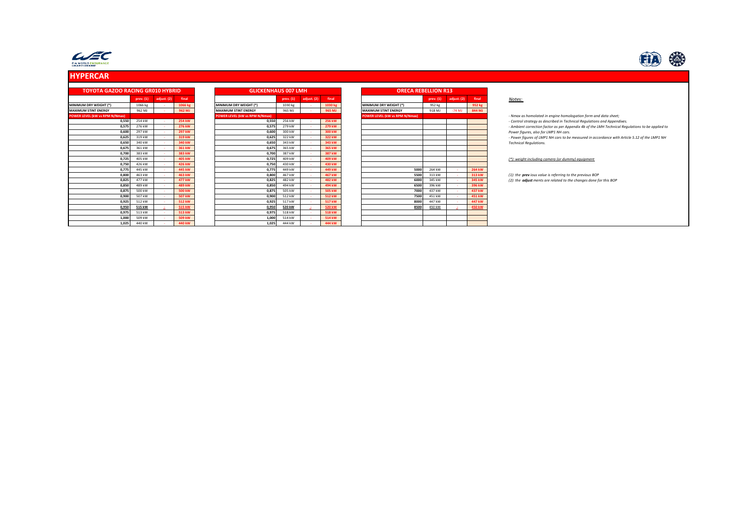## HYPERCAR

### TOYOTA GAZOO RACING GR010 HYBRID

| | prev. (1) | adjust. (2) | final |
|---|---|---|---|
| MINIMUM DRY WEIGHT (*) | 1066 kg | - | 1066 kg |
| MAXIMUM STINT ENERGY | 962 MJ | - | 962 MJ |
| POWER LEVEL (kW vs RPM N/Nmax) | | | |
| 0,550 | 254 kW | - | 254 kW |
| 0,575 | 276 kW | - | 276 kW |
| 0,600 | 297 kW | - | 297 kW |
| 0,625 | 319 kW | - | 319 kW |
| 0,650 | 340 kW | - | 340 kW |
| 0,675 | 361 kW | - | 361 kW |
| 0,700 | 383 kW | - | 383 kW |
| 0,725 | 405 kW | - | 405 kW |
| 0,750 | 426 kW | - | 426 kW |
| 0,775 | 445 kW | - | 445 kW |
| 0,800 | 463 kW | - | 463 kW |
| 0,825 | 477 kW | - | 477 kW |
| 0,850 | 489 kW | - | 489 kW |
| 0,875 | 500 kW | - | 500 kW |
| 0,900 | 507 kW | - | 507 kW |
| 0,925 | 512 kW | - | 512 kW |
| 0,950 | 515 kW | - | 515 kW |
| 0,975 | 513 kW | - | 513 kW |
| 1,000 | 509 kW | - | 509 kW |
| 1,025 | 440 kW | - | 440 kW |

### GLICKENHAUS 007 LMH

| | prev. (1) | adjust. (2) | final |
|---|---|---|---|
| MINIMUM DRY WEIGHT (*) | 1030 kg | - | 1030 kg |
| MAXIMUM STINT ENERGY | 965 MJ | - | 965 MJ |
| POWER LEVEL (kW vs RPM N/Nmax) | | | |
| 0,550 | 256 kW | - | 256 kW |
| 0,575 | 279 kW | - | 279 kW |
| 0,600 | 300 kW | - | 300 kW |
| 0,625 | 322 kW | - | 322 kW |
| 0,650 | 343 kW | - | 343 kW |
| 0,675 | 365 kW | - | 365 kW |
| 0,700 | 387 kW | - | 387 kW |
| 0,725 | 409 kW | - | 409 kW |
| 0,750 | 430 kW | - | 430 kW |
| 0,775 | 449 kW | - | 449 kW |
| 0,800 | 467 kW | - | 467 kW |
| 0,825 | 482 kW | - | 482 kW |
| 0,850 | 494 kW | - | 494 kW |
| 0,875 | 505 kW | - | 505 kW |
| 0,900 | 512 kW | - | 512 kW |
| 0,925 | 517 kW | - | 517 kW |
| 0,950 | 520 kW | - | 520 kW |
| 0,975 | 518 kW | - | 518 kW |
| 1,000 | 514 kW | - | 514 kW |
| 1,025 | 444 kW | - | 444 kW |

### ORECA REBELLION R13

| | prev. (1) | adjust. (2) | final |
|---|---|---|---|
| MINIMUM DRY WEIGHT (*) | 952 kg | | 952 kg |
| MAXIMUM STINT ENERGY | 918 MJ | -74 MJ | 844 MJ |
| POWER LEVEL (kW vs RPM N/Nmax) | | | |
| 5000 | 264 kW | - | 264 kW |
| 5500 | 313 kW | - | 313 kW |
| 6000 | 345 kW | - | 345 kW |
| 6500 | 396 kW | - | 396 kW |
| 7000 | 437 kW | - | 437 kW |
| 7500 | 451 kW | - | 451 kW |
| 8000 | 447 kW | - | 447 kW |
| 8500 | 450 kW | - | 450 kW |

*Notes:*

*- Nmax as homolated in engine homologation form and data sheet;*
*- Control strategy as described in Technical Regulations and Appendixes.*
*- Ambient correction factor as per Appendix 4b of the LMH Technical Regulations to be applied to Power figures, also for LMP1 NH cars.*
*- Power figures of LMP1 NH cars to be measured in accordance with Article 5.12 of the LMP1 NH Technical Regulations.*

*(*): weight including camera (or dummy) equipment*

*(1): the **prev** ious value is referring to the previous BOP*
*(2): the **adjust** ments are related to the changes done for this BOP*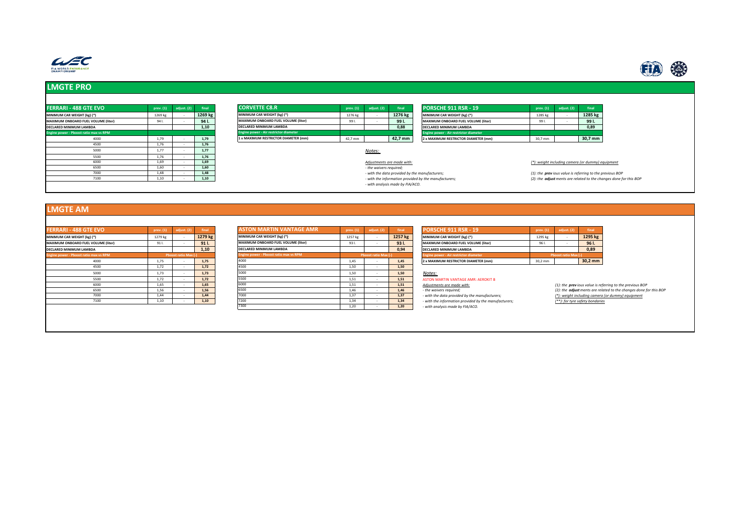## LMGTE PRO

| FERRARI - 488 GTE EVO | prev. (1) | adjust. (2) | final |
|---|---|---|---|
| MINIMUM CAR WEIGHT (kg) (*) | 1269 kg | - | 1269 kg |
| MAXIMUM ONBOARD FUEL VOLUME (liter) | 94 l. | - | 94 l. |
| DECLARED MINIMUM LAMBDA | | | 1,10 |
| Engine power - Pboost ratio max vs RPM | | | |
| 4000 | 1,79 | - | 1,79 |
| 4500 | 1,76 | - | 1,76 |
| 5000 | 1,77 | - | 1,77 |
| 5500 | 1,76 | - | 1,76 |
| 6000 | 1,69 | - | 1,69 |
| 6500 | 1,60 | - | 1,60 |
| 7000 | 1,48 | - | 1,48 |
| 7100 | 1,10 | - | 1,10 |

| CORVETTE C8.R | prev. (1) | adjust. (2) | final |
|---|---|---|---|
| MINIMUM CAR WEIGHT (kg) (*) | 1276 kg | - | 1276 kg |
| MAXIMUM ONBOARD FUEL VOLUME (liter) | 99 l. | - | 99 l. |
| DECLARED MINIMUM LAMBDA | | | 0,88 |
| Engine power - Air restrictor diameter | | | |
| 1 x MAXIMUM RESTRICTOR DIAMETER (mm) | 42,7 mm | | 42,7 mm |

| PORSCHE 911 RSR - 19 | prev. (1) | adjust. (2) | final |
|---|---|---|---|
| MINIMUM CAR WEIGHT (kg) (*) | 1285 kg | - | 1285 kg |
| MAXIMUM ONBOARD FUEL VOLUME (liter) | 99 l. | - | 99 l. |
| DECLARED MINIMUM LAMBDA | | | 0,89 |
| Engine power - Air restrictor diameter | | | |
| 2 x MAXIMUM RESTRICTOR DIAMETER (mm) | 30,7 mm | | 30,7 mm |

*Notes:*

*Adjustments are made with:*
*- the waivers required;*
*- with the data provided by the manufacturers;*
*- with the information provided by the manufacturers;*
*- with analysis made by FIA/ACO.*

*(*): weight including camera (or dummy) equipment*

*(1): the **prev** ious value is referring to the previous BOP*
*(2): the **adjust** ments are related to the changes done for this BOP*

## LMGTE AM

| FERRARI - 488 GTE EVO | prev. (1) | adjust. (2) | final |
|---|---|---|---|
| MINIMUM CAR WEIGHT (kg) (*) | 1279 kg | - | 1279 kg |
| MAXIMUM ONBOARD FUEL VOLUME (liter) | 91 l. | - | 91 l. |
| DECLARED MINIMUM LAMBDA | | | 1,10 |
| Engine power - Pboost ratio max vs RPM | Pboost ratio Max (-) | | |
| 4000 | 1,75 | - | 1,75 |
| 4500 | 1,72 | - | 1,72 |
| 5000 | 1,73 | - | 1,73 |
| 5500 | 1,72 | - | 1,72 |
| 6000 | 1,65 | - | 1,65 |
| 6500 | 1,56 | - | 1,56 |
| 7000 | 1,44 | - | 1,44 |
| 7100 | 1,10 | - | 1,10 |

| ASTON MARTIN VANTAGE AMR | prev. (1) | adjust. (2) | final |
|---|---|---|---|
| MINIMUM CAR WEIGHT (kg) (*) | 1257 kg | - | 1257 kg |
| MAXIMUM ONBOARD FUEL VOLUME (liter) | 93 l. | - | 93 l. |
| DECLARED MINIMUM LAMBDA | | | 0,94 |
| Engine power - Pboost ratio max vs RPM | Pboost ratio Max (-) | | |
| 4000 | 1,45 | - | 1,45 |
| 4500 | 1,50 | - | 1,50 |
| 5000 | 1,50 | - | 1,50 |
| 5500 | 1,51 | - | 1,51 |
| 6000 | 1,51 | - | 1,51 |
| 6500 | 1,46 | - | 1,46 |
| 7000 | 1,37 | - | 1,37 |
| 7200 | 1,34 | - | 1,34 |
| 7300 | 1,20 | - | 1,20 |

| PORSCHE 911 RSR - 19 | prev. (1) | adjust. (2) | final |
|---|---|---|---|
| MINIMUM CAR WEIGHT (kg) (*) | 1295 kg | - | 1295 kg |
| MAXIMUM ONBOARD FUEL VOLUME (liter) | 96 l. | - | 96 l. |
| DECLARED MINIMUM LAMBDA | | | 0,89 |
| Engine power - Air restrictor diameter | Pboost ratio Max (-) | | |
| 2 x MAXIMUM RESTRICTOR DIAMETER (mm) | 30,2 mm | | 30,2 mm |

*Notes:*

ASTON MARTIN VANTAGE AMR: AEROKIT B

*Adjustments are made with:*
*- the waivers required;*
*- with the data provided by the manufacturers;*
*- with the information provided by the manufacturers;*
*- with analysis made by FIA/ACO.*

*(1): the **prev** ious value is referring to the previous BOP*
*(2): the **adjust** ments are related to the changes done for this BOP*
*(*): weight including camera (or dummy) equipment*
*(**): for tyre safety bondaries*